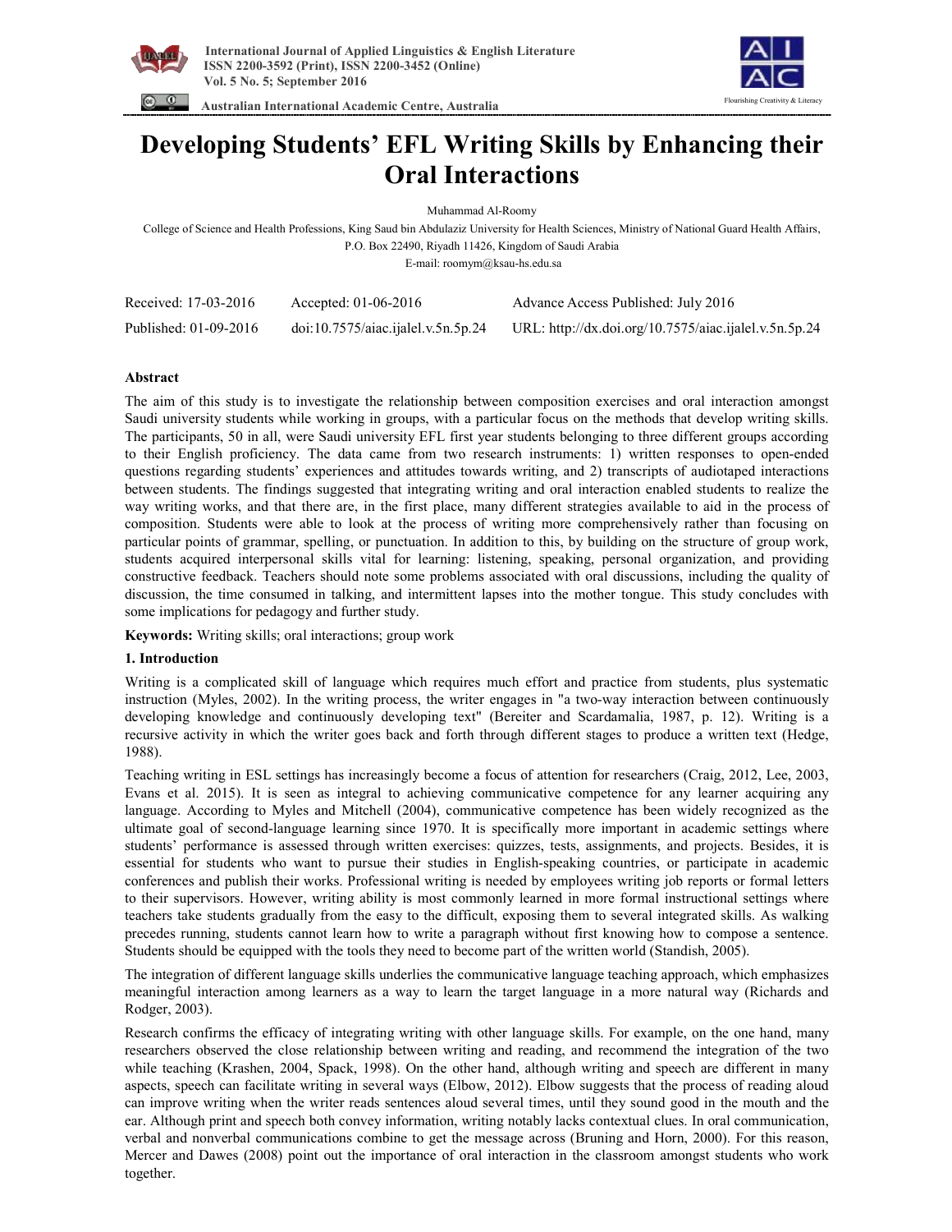# Developing Students' EFL Writing Skills by Enhancing their Oral Interactions

Muhammad Al-Roomy

College of Science and Health Professions, King Saud bin Abdulaziz University for Health Sciences, Ministry of National Guard Health Affairs, P.O. Box 22490, Riyadh 11426, Kingdom of Saudi Arabia

E-mail: roomym@ksau-hs.edu.sa

| Received: 17-03-2016 | Accepted: 01-06-2016 | Advance Access Published: July 2016 |
|---|---|---|
| Published: 01-09-2016 | doi:10.7575/aiac.ijalel.v.5n.5p.24 | URL: http://dx.doi.org/10.7575/aiac.ijalel.v.5n.5p.24 |

## Abstract

The aim of this study is to investigate the relationship between composition exercises and oral interaction amongst Saudi university students while working in groups, with a particular focus on the methods that develop writing skills. The participants, 50 in all, were Saudi university EFL first year students belonging to three different groups according to their English proficiency. The data came from two research instruments: 1) written responses to open-ended questions regarding students' experiences and attitudes towards writing, and 2) transcripts of audiotaped interactions between students. The findings suggested that integrating writing and oral interaction enabled students to realize the way writing works, and that there are, in the first place, many different strategies available to aid in the process of composition. Students were able to look at the process of writing more comprehensively rather than focusing on particular points of grammar, spelling, or punctuation. In addition to this, by building on the structure of group work, students acquired interpersonal skills vital for learning: listening, speaking, personal organization, and providing constructive feedback. Teachers should note some problems associated with oral discussions, including the quality of discussion, the time consumed in talking, and intermittent lapses into the mother tongue. This study concludes with some implications for pedagogy and further study.

**Keywords:** Writing skills; oral interactions; group work

## 1. Introduction

Writing is a complicated skill of language which requires much effort and practice from students, plus systematic instruction (Myles, 2002). In the writing process, the writer engages in "a two-way interaction between continuously developing knowledge and continuously developing text" (Bereiter and Scardamalia, 1987, p. 12). Writing is a recursive activity in which the writer goes back and forth through different stages to produce a written text (Hedge, 1988).

Teaching writing in ESL settings has increasingly become a focus of attention for researchers (Craig, 2012, Lee, 2003, Evans et al. 2015). It is seen as integral to achieving communicative competence for any learner acquiring any language. According to Myles and Mitchell (2004), communicative competence has been widely recognized as the ultimate goal of second-language learning since 1970. It is specifically more important in academic settings where students' performance is assessed through written exercises: quizzes, tests, assignments, and projects. Besides, it is essential for students who want to pursue their studies in English-speaking countries, or participate in academic conferences and publish their works. Professional writing is needed by employees writing job reports or formal letters to their supervisors. However, writing ability is most commonly learned in more formal instructional settings where teachers take students gradually from the easy to the difficult, exposing them to several integrated skills. As walking precedes running, students cannot learn how to write a paragraph without first knowing how to compose a sentence. Students should be equipped with the tools they need to become part of the written world (Standish, 2005).

The integration of different language skills underlies the communicative language teaching approach, which emphasizes meaningful interaction among learners as a way to learn the target language in a more natural way (Richards and Rodger, 2003).

Research confirms the efficacy of integrating writing with other language skills. For example, on the one hand, many researchers observed the close relationship between writing and reading, and recommend the integration of the two while teaching (Krashen, 2004, Spack, 1998). On the other hand, although writing and speech are different in many aspects, speech can facilitate writing in several ways (Elbow, 2012). Elbow suggests that the process of reading aloud can improve writing when the writer reads sentences aloud several times, until they sound good in the mouth and the ear. Although print and speech both convey information, writing notably lacks contextual clues. In oral communication, verbal and nonverbal communications combine to get the message across (Bruning and Horn, 2000). For this reason, Mercer and Dawes (2008) point out the importance of oral interaction in the classroom amongst students who work together.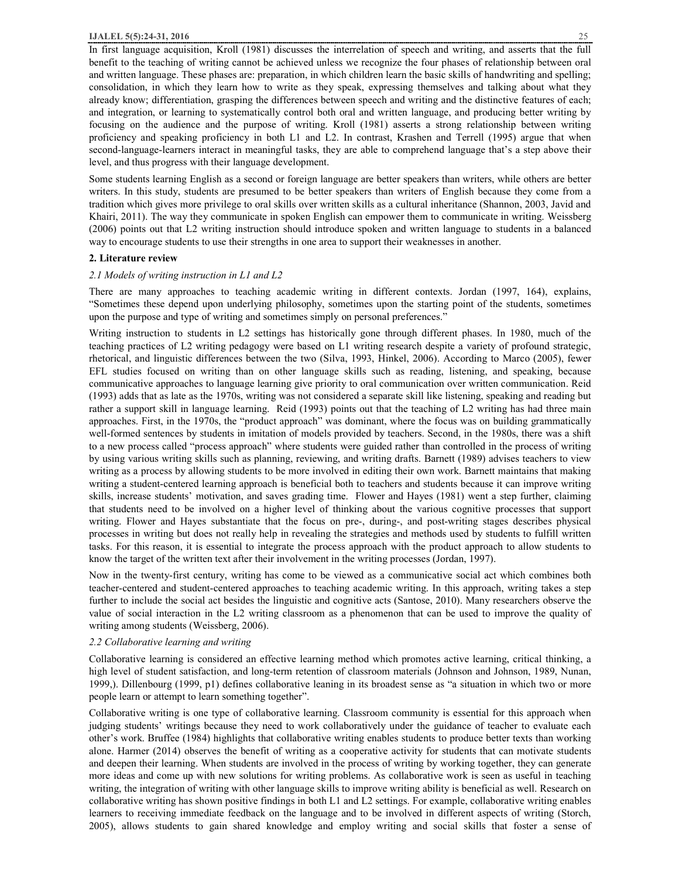In first language acquisition, Kroll (1981) discusses the interrelation of speech and writing, and asserts that the full benefit to the teaching of writing cannot be achieved unless we recognize the four phases of relationship between oral and written language. These phases are: preparation, in which children learn the basic skills of handwriting and spelling; consolidation, in which they learn how to write as they speak, expressing themselves and talking about what they already know; differentiation, grasping the differences between speech and writing and the distinctive features of each; and integration, or learning to systematically control both oral and written language, and producing better writing by focusing on the audience and the purpose of writing. Kroll (1981) asserts a strong relationship between writing proficiency and speaking proficiency in both L1 and L2. In contrast, Krashen and Terrell (1995) argue that when second-language-learners interact in meaningful tasks, they are able to comprehend language that's a step above their level, and thus progress with their language development.

Some students learning English as a second or foreign language are better speakers than writers, while others are better writers. In this study, students are presumed to be better speakers than writers of English because they come from a tradition which gives more privilege to oral skills over written skills as a cultural inheritance (Shannon, 2003, Javid and Khairi, 2011). The way they communicate in spoken English can empower them to communicate in writing. Weissberg (2006) points out that L2 writing instruction should introduce spoken and written language to students in a balanced way to encourage students to use their strengths in one area to support their weaknesses in another.

## 2. Literature review

### *2.1 Models of writing instruction in L1 and L2*

There are many approaches to teaching academic writing in different contexts. Jordan (1997, 164), explains, "Sometimes these depend upon underlying philosophy, sometimes upon the starting point of the students, sometimes upon the purpose and type of writing and sometimes simply on personal preferences."

Writing instruction to students in L2 settings has historically gone through different phases. In 1980, much of the teaching practices of L2 writing pedagogy were based on L1 writing research despite a variety of profound strategic, rhetorical, and linguistic differences between the two (Silva, 1993, Hinkel, 2006). According to Marco (2005), fewer EFL studies focused on writing than on other language skills such as reading, listening, and speaking, because communicative approaches to language learning give priority to oral communication over written communication. Reid (1993) adds that as late as the 1970s, writing was not considered a separate skill like listening, speaking and reading but rather a support skill in language learning. Reid (1993) points out that the teaching of L2 writing has had three main approaches. First, in the 1970s, the "product approach" was dominant, where the focus was on building grammatically well-formed sentences by students in imitation of models provided by teachers. Second, in the 1980s, there was a shift to a new process called "process approach" where students were guided rather than controlled in the process of writing by using various writing skills such as planning, reviewing, and writing drafts. Barnett (1989) advises teachers to view writing as a process by allowing students to be more involved in editing their own work. Barnett maintains that making writing a student-centered learning approach is beneficial both to teachers and students because it can improve writing skills, increase students' motivation, and saves grading time. Flower and Hayes (1981) went a step further, claiming that students need to be involved on a higher level of thinking about the various cognitive processes that support writing. Flower and Hayes substantiate that the focus on pre-, during-, and post-writing stages describes physical processes in writing but does not really help in revealing the strategies and methods used by students to fulfill written tasks. For this reason, it is essential to integrate the process approach with the product approach to allow students to know the target of the written text after their involvement in the writing processes (Jordan, 1997).

Now in the twenty-first century, writing has come to be viewed as a communicative social act which combines both teacher-centered and student-centered approaches to teaching academic writing. In this approach, writing takes a step further to include the social act besides the linguistic and cognitive acts (Santose, 2010). Many researchers observe the value of social interaction in the L2 writing classroom as a phenomenon that can be used to improve the quality of writing among students (Weissberg, 2006).

### *2.2 Collaborative learning and writing*

Collaborative learning is considered an effective learning method which promotes active learning, critical thinking, a high level of student satisfaction, and long-term retention of classroom materials (Johnson and Johnson, 1989, Nunan, 1999,). Dillenbourg (1999, p1) defines collaborative leaning in its broadest sense as "a situation in which two or more people learn or attempt to learn something together".

Collaborative writing is one type of collaborative learning. Classroom community is essential for this approach when judging students' writings because they need to work collaboratively under the guidance of teacher to evaluate each other's work. Bruffee (1984) highlights that collaborative writing enables students to produce better texts than working alone. Harmer (2014) observes the benefit of writing as a cooperative activity for students that can motivate students and deepen their learning. When students are involved in the process of writing by working together, they can generate more ideas and come up with new solutions for writing problems. As collaborative work is seen as useful in teaching writing, the integration of writing with other language skills to improve writing ability is beneficial as well. Research on collaborative writing has shown positive findings in both L1 and L2 settings. For example, collaborative writing enables learners to receiving immediate feedback on the language and to be involved in different aspects of writing (Storch, 2005), allows students to gain shared knowledge and employ writing and social skills that foster a sense of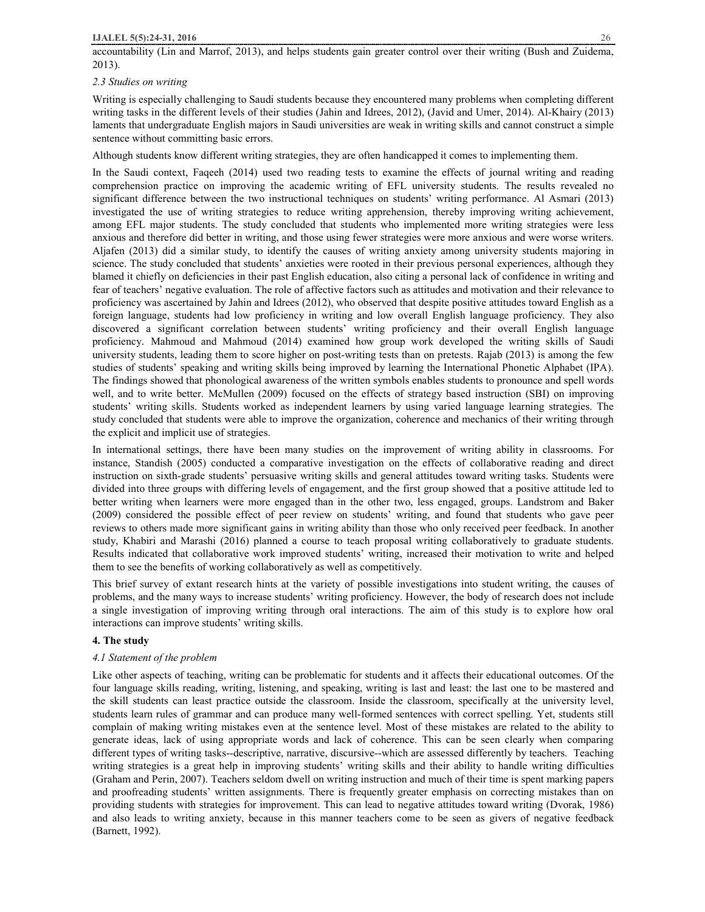accountability (Lin and Marrof, 2013), and helps students gain greater control over their writing (Bush and Zuidema, 2013).

### *2.3 Studies on writing*

Writing is especially challenging to Saudi students because they encountered many problems when completing different writing tasks in the different levels of their studies (Jahin and Idrees, 2012), (Javid and Umer, 2014). Al-Khairy (2013) laments that undergraduate English majors in Saudi universities are weak in writing skills and cannot construct a simple sentence without committing basic errors.

Although students know different writing strategies, they are often handicapped it comes to implementing them.

In the Saudi context, Faqeeh (2014) used two reading tests to examine the effects of journal writing and reading comprehension practice on improving the academic writing of EFL university students. The results revealed no significant difference between the two instructional techniques on students' writing performance. Al Asmari (2013) investigated the use of writing strategies to reduce writing apprehension, thereby improving writing achievement, among EFL major students. The study concluded that students who implemented more writing strategies were less anxious and therefore did better in writing, and those using fewer strategies were more anxious and were worse writers. Aljafen (2013) did a similar study, to identify the causes of writing anxiety among university students majoring in science. The study concluded that students' anxieties were rooted in their previous personal experiences, although they blamed it chiefly on deficiencies in their past English education, also citing a personal lack of confidence in writing and fear of teachers' negative evaluation. The role of affective factors such as attitudes and motivation and their relevance to proficiency was ascertained by Jahin and Idrees (2012), who observed that despite positive attitudes toward English as a foreign language, students had low proficiency in writing and low overall English language proficiency. They also discovered a significant correlation between students' writing proficiency and their overall English language proficiency. Mahmoud and Mahmoud (2014) examined how group work developed the writing skills of Saudi university students, leading them to score higher on post-writing tests than on pretests. Rajab (2013) is among the few studies of students' speaking and writing skills being improved by learning the International Phonetic Alphabet (IPA). The findings showed that phonological awareness of the written symbols enables students to pronounce and spell words well, and to write better. McMullen (2009) focused on the effects of strategy based instruction (SBI) on improving students' writing skills. Students worked as independent learners by using varied language learning strategies. The study concluded that students were able to improve the organization, coherence and mechanics of their writing through the explicit and implicit use of strategies.

In international settings, there have been many studies on the improvement of writing ability in classrooms. For instance, Standish (2005) conducted a comparative investigation on the effects of collaborative reading and direct instruction on sixth-grade students' persuasive writing skills and general attitudes toward writing tasks. Students were divided into three groups with differing levels of engagement, and the first group showed that a positive attitude led to better writing when learners were more engaged than in the other two, less engaged, groups. Landstrom and Baker (2009) considered the possible effect of peer review on students' writing, and found that students who gave peer reviews to others made more significant gains in writing ability than those who only received peer feedback. In another study, Khabiri and Marashi (2016) planned a course to teach proposal writing collaboratively to graduate students. Results indicated that collaborative work improved students' writing, increased their motivation to write and helped them to see the benefits of working collaboratively as well as competitively.

This brief survey of extant research hints at the variety of possible investigations into student writing, the causes of problems, and the many ways to increase students' writing proficiency. However, the body of research does not include a single investigation of improving writing through oral interactions. The aim of this study is to explore how oral interactions can improve students' writing skills.

## **4. The study**

### *4.1 Statement of the problem*

Like other aspects of teaching, writing can be problematic for students and it affects their educational outcomes. Of the four language skills reading, writing, listening, and speaking, writing is last and least: the last one to be mastered and the skill students can least practice outside the classroom. Inside the classroom, specifically at the university level, students learn rules of grammar and can produce many well-formed sentences with correct spelling. Yet, students still complain of making writing mistakes even at the sentence level. Most of these mistakes are related to the ability to generate ideas, lack of using appropriate words and lack of coherence. This can be seen clearly when comparing different types of writing tasks--descriptive, narrative, discursive--which are assessed differently by teachers. Teaching writing strategies is a great help in improving students' writing skills and their ability to handle writing difficulties (Graham and Perin, 2007). Teachers seldom dwell on writing instruction and much of their time is spent marking papers and proofreading students' written assignments. There is frequently greater emphasis on correcting mistakes than on providing students with strategies for improvement. This can lead to negative attitudes toward writing (Dvorak, 1986) and also leads to writing anxiety, because in this manner teachers come to be seen as givers of negative feedback (Barnett, 1992).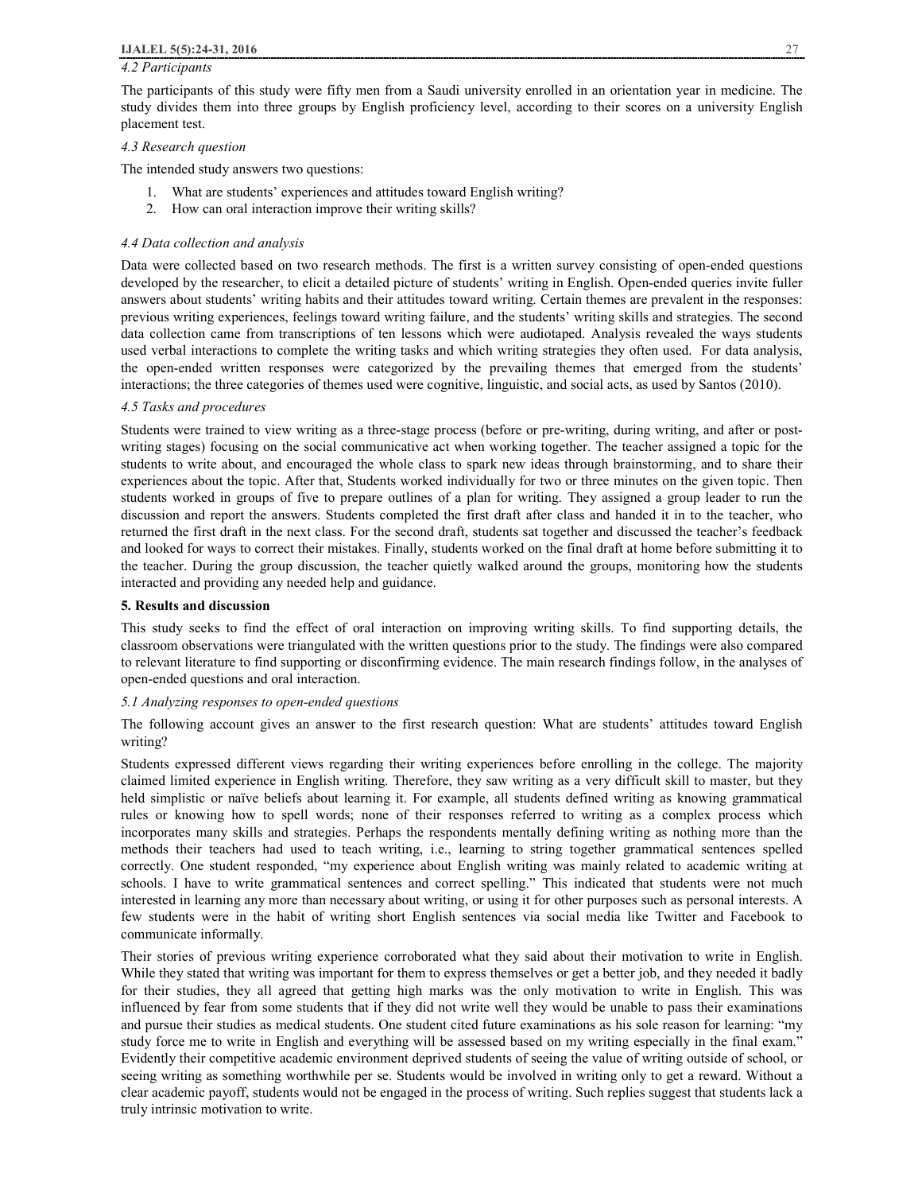*4.2 Participants*

The participants of this study were fifty men from a Saudi university enrolled in an orientation year in medicine. The study divides them into three groups by English proficiency level, according to their scores on a university English placement test.

*4.3 Research question*

The intended study answers two questions:

1. What are students' experiences and attitudes toward English writing?
2. How can oral interaction improve their writing skills?

*4.4 Data collection and analysis*

Data were collected based on two research methods. The first is a written survey consisting of open-ended questions developed by the researcher, to elicit a detailed picture of students' writing in English. Open-ended queries invite fuller answers about students' writing habits and their attitudes toward writing. Certain themes are prevalent in the responses: previous writing experiences, feelings toward writing failure, and the students' writing skills and strategies. The second data collection came from transcriptions of ten lessons which were audiotaped. Analysis revealed the ways students used verbal interactions to complete the writing tasks and which writing strategies they often used. For data analysis, the open-ended written responses were categorized by the prevailing themes that emerged from the students' interactions; the three categories of themes used were cognitive, linguistic, and social acts, as used by Santos (2010).

*4.5 Tasks and procedures*

Students were trained to view writing as a three-stage process (before or pre-writing, during writing, and after or post-writing stages) focusing on the social communicative act when working together. The teacher assigned a topic for the students to write about, and encouraged the whole class to spark new ideas through brainstorming, and to share their experiences about the topic. After that, Students worked individually for two or three minutes on the given topic. Then students worked in groups of five to prepare outlines of a plan for writing. They assigned a group leader to run the discussion and report the answers. Students completed the first draft after class and handed it in to the teacher, who returned the first draft in the next class. For the second draft, students sat together and discussed the teacher's feedback and looked for ways to correct their mistakes. Finally, students worked on the final draft at home before submitting it to the teacher. During the group discussion, the teacher quietly walked around the groups, monitoring how the students interacted and providing any needed help and guidance.

## 5. Results and discussion

This study seeks to find the effect of oral interaction on improving writing skills. To find supporting details, the classroom observations were triangulated with the written questions prior to the study. The findings were also compared to relevant literature to find supporting or disconfirming evidence. The main research findings follow, in the analyses of open-ended questions and oral interaction.

*5.1 Analyzing responses to open-ended questions*

The following account gives an answer to the first research question: What are students' attitudes toward English writing?

Students expressed different views regarding their writing experiences before enrolling in the college. The majority claimed limited experience in English writing. Therefore, they saw writing as a very difficult skill to master, but they held simplistic or naïve beliefs about learning it. For example, all students defined writing as knowing grammatical rules or knowing how to spell words; none of their responses referred to writing as a complex process which incorporates many skills and strategies. Perhaps the respondents mentally defining writing as nothing more than the methods their teachers had used to teach writing, i.e., learning to string together grammatical sentences spelled correctly. One student responded, "my experience about English writing was mainly related to academic writing at schools. I have to write grammatical sentences and correct spelling." This indicated that students were not much interested in learning any more than necessary about writing, or using it for other purposes such as personal interests. A few students were in the habit of writing short English sentences via social media like Twitter and Facebook to communicate informally.

Their stories of previous writing experience corroborated what they said about their motivation to write in English. While they stated that writing was important for them to express themselves or get a better job, and they needed it badly for their studies, they all agreed that getting high marks was the only motivation to write in English. This was influenced by fear from some students that if they did not write well they would be unable to pass their examinations and pursue their studies as medical students. One student cited future examinations as his sole reason for learning: "my study force me to write in English and everything will be assessed based on my writing especially in the final exam." Evidently their competitive academic environment deprived students of seeing the value of writing outside of school, or seeing writing as something worthwhile per se. Students would be involved in writing only to get a reward. Without a clear academic payoff, students would not be engaged in the process of writing. Such replies suggest that students lack a truly intrinsic motivation to write.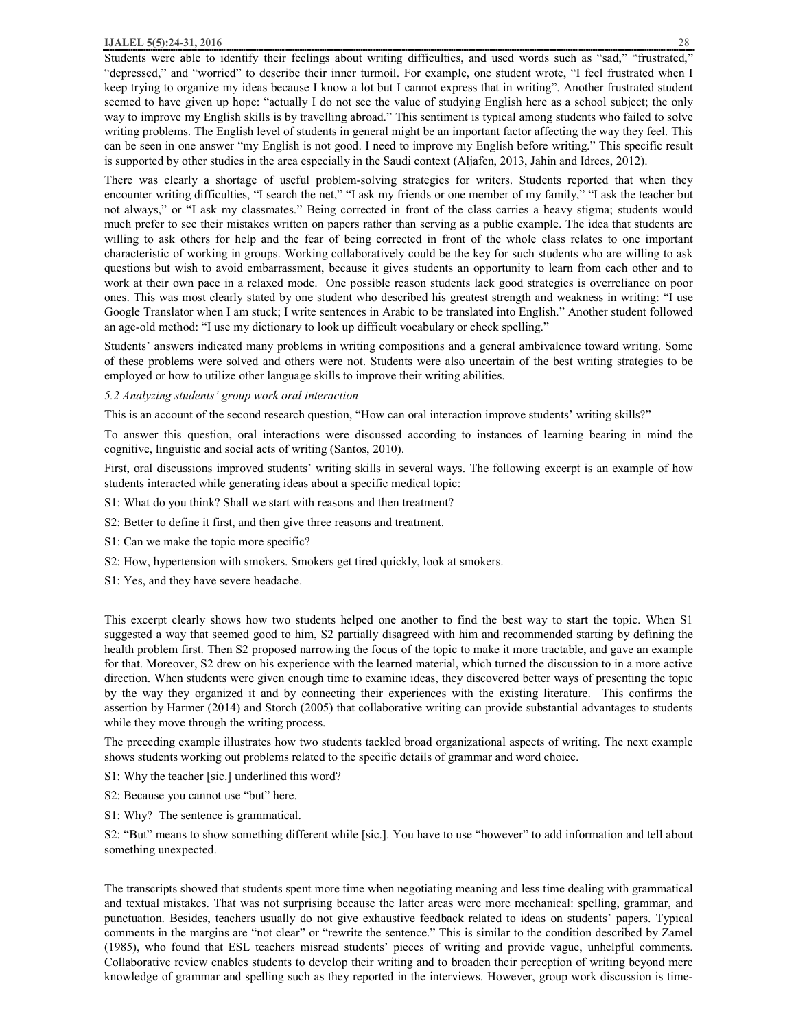Students were able to identify their feelings about writing difficulties, and used words such as "sad," "frustrated," "depressed," and "worried" to describe their inner turmoil. For example, one student wrote, "I feel frustrated when I keep trying to organize my ideas because I know a lot but I cannot express that in writing". Another frustrated student seemed to have given up hope: "actually I do not see the value of studying English here as a school subject; the only way to improve my English skills is by travelling abroad." This sentiment is typical among students who failed to solve writing problems. The English level of students in general might be an important factor affecting the way they feel. This can be seen in one answer "my English is not good. I need to improve my English before writing." This specific result is supported by other studies in the area especially in the Saudi context (Aljafen, 2013, Jahin and Idrees, 2012).

There was clearly a shortage of useful problem-solving strategies for writers. Students reported that when they encounter writing difficulties, "I search the net," "I ask my friends or one member of my family," "I ask the teacher but not always," or "I ask my classmates." Being corrected in front of the class carries a heavy stigma; students would much prefer to see their mistakes written on papers rather than serving as a public example. The idea that students are willing to ask others for help and the fear of being corrected in front of the whole class relates to one important characteristic of working in groups. Working collaboratively could be the key for such students who are willing to ask questions but wish to avoid embarrassment, because it gives students an opportunity to learn from each other and to work at their own pace in a relaxed mode. One possible reason students lack good strategies is overreliance on poor ones. This was most clearly stated by one student who described his greatest strength and weakness in writing: "I use Google Translator when I am stuck; I write sentences in Arabic to be translated into English." Another student followed an age-old method: "I use my dictionary to look up difficult vocabulary or check spelling."

Students' answers indicated many problems in writing compositions and a general ambivalence toward writing. Some of these problems were solved and others were not. Students were also uncertain of the best writing strategies to be employed or how to utilize other language skills to improve their writing abilities.

*5.2 Analyzing students' group work oral interaction*

This is an account of the second research question, "How can oral interaction improve students' writing skills?"

To answer this question, oral interactions were discussed according to instances of learning bearing in mind the cognitive, linguistic and social acts of writing (Santos, 2010).

First, oral discussions improved students' writing skills in several ways. The following excerpt is an example of how students interacted while generating ideas about a specific medical topic:

S1: What do you think? Shall we start with reasons and then treatment?

S2: Better to define it first, and then give three reasons and treatment.

S1: Can we make the topic more specific?

S2: How, hypertension with smokers. Smokers get tired quickly, look at smokers.

S1: Yes, and they have severe headache.

This excerpt clearly shows how two students helped one another to find the best way to start the topic. When S1 suggested a way that seemed good to him, S2 partially disagreed with him and recommended starting by defining the health problem first. Then S2 proposed narrowing the focus of the topic to make it more tractable, and gave an example for that. Moreover, S2 drew on his experience with the learned material, which turned the discussion to in a more active direction. When students were given enough time to examine ideas, they discovered better ways of presenting the topic by the way they organized it and by connecting their experiences with the existing literature. This confirms the assertion by Harmer (2014) and Storch (2005) that collaborative writing can provide substantial advantages to students while they move through the writing process.

The preceding example illustrates how two students tackled broad organizational aspects of writing. The next example shows students working out problems related to the specific details of grammar and word choice.

S1: Why the teacher [sic.] underlined this word?

S2: Because you cannot use "but" here.

S1: Why? The sentence is grammatical.

S2: "But" means to show something different while [sic.]. You have to use "however" to add information and tell about something unexpected.

The transcripts showed that students spent more time when negotiating meaning and less time dealing with grammatical and textual mistakes. That was not surprising because the latter areas were more mechanical: spelling, grammar, and punctuation. Besides, teachers usually do not give exhaustive feedback related to ideas on students' papers. Typical comments in the margins are "not clear" or "rewrite the sentence." This is similar to the condition described by Zamel (1985), who found that ESL teachers misread students' pieces of writing and provide vague, unhelpful comments. Collaborative review enables students to develop their writing and to broaden their perception of writing beyond mere knowledge of grammar and spelling such as they reported in the interviews. However, group work discussion is time-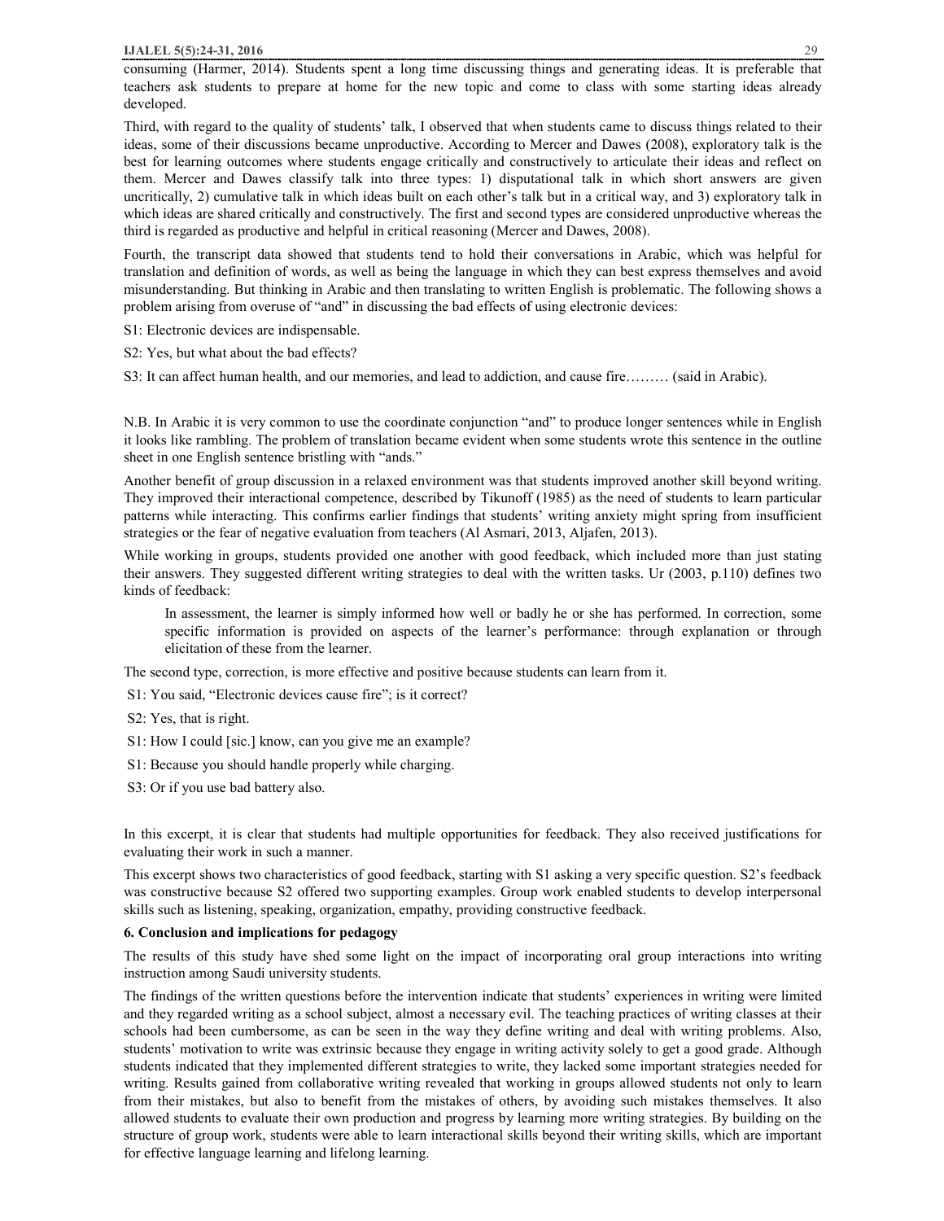consuming (Harmer, 2014). Students spent a long time discussing things and generating ideas. It is preferable that teachers ask students to prepare at home for the new topic and come to class with some starting ideas already developed.

Third, with regard to the quality of students' talk, I observed that when students came to discuss things related to their ideas, some of their discussions became unproductive. According to Mercer and Dawes (2008), exploratory talk is the best for learning outcomes where students engage critically and constructively to articulate their ideas and reflect on them. Mercer and Dawes classify talk into three types: 1) disputational talk in which short answers are given uncritically, 2) cumulative talk in which ideas built on each other's talk but in a critical way, and 3) exploratory talk in which ideas are shared critically and constructively. The first and second types are considered unproductive whereas the third is regarded as productive and helpful in critical reasoning (Mercer and Dawes, 2008).

Fourth, the transcript data showed that students tend to hold their conversations in Arabic, which was helpful for translation and definition of words, as well as being the language in which they can best express themselves and avoid misunderstanding. But thinking in Arabic and then translating to written English is problematic. The following shows a problem arising from overuse of "and" in discussing the bad effects of using electronic devices:

S1: Electronic devices are indispensable.

S2: Yes, but what about the bad effects?

S3: It can affect human health, and our memories, and lead to addiction, and cause fire……… (said in Arabic).

N.B. In Arabic it is very common to use the coordinate conjunction "and" to produce longer sentences while in English it looks like rambling. The problem of translation became evident when some students wrote this sentence in the outline sheet in one English sentence bristling with "ands."

Another benefit of group discussion in a relaxed environment was that students improved another skill beyond writing. They improved their interactional competence, described by Tikunoff (1985) as the need of students to learn particular patterns while interacting. This confirms earlier findings that students' writing anxiety might spring from insufficient strategies or the fear of negative evaluation from teachers (Al Asmari, 2013, Aljafen, 2013).

While working in groups, students provided one another with good feedback, which included more than just stating their answers. They suggested different writing strategies to deal with the written tasks. Ur (2003, p.110) defines two kinds of feedback:

> In assessment, the learner is simply informed how well or badly he or she has performed. In correction, some specific information is provided on aspects of the learner's performance: through explanation or through elicitation of these from the learner.

The second type, correction, is more effective and positive because students can learn from it.

S1: You said, "Electronic devices cause fire"; is it correct?

S2: Yes, that is right.

S1: How I could [sic.] know, can you give me an example?

S1: Because you should handle properly while charging.

S3: Or if you use bad battery also.

In this excerpt, it is clear that students had multiple opportunities for feedback. They also received justifications for evaluating their work in such a manner.

This excerpt shows two characteristics of good feedback, starting with S1 asking a very specific question. S2's feedback was constructive because S2 offered two supporting examples. Group work enabled students to develop interpersonal skills such as listening, speaking, organization, empathy, providing constructive feedback.

## 6. Conclusion and implications for pedagogy

The results of this study have shed some light on the impact of incorporating oral group interactions into writing instruction among Saudi university students.

The findings of the written questions before the intervention indicate that students' experiences in writing were limited and they regarded writing as a school subject, almost a necessary evil. The teaching practices of writing classes at their schools had been cumbersome, as can be seen in the way they define writing and deal with writing problems. Also, students' motivation to write was extrinsic because they engage in writing activity solely to get a good grade. Although students indicated that they implemented different strategies to write, they lacked some important strategies needed for writing. Results gained from collaborative writing revealed that working in groups allowed students not only to learn from their mistakes, but also to benefit from the mistakes of others, by avoiding such mistakes themselves. It also allowed students to evaluate their own production and progress by learning more writing strategies. By building on the structure of group work, students were able to learn interactional skills beyond their writing skills, which are important for effective language learning and lifelong learning.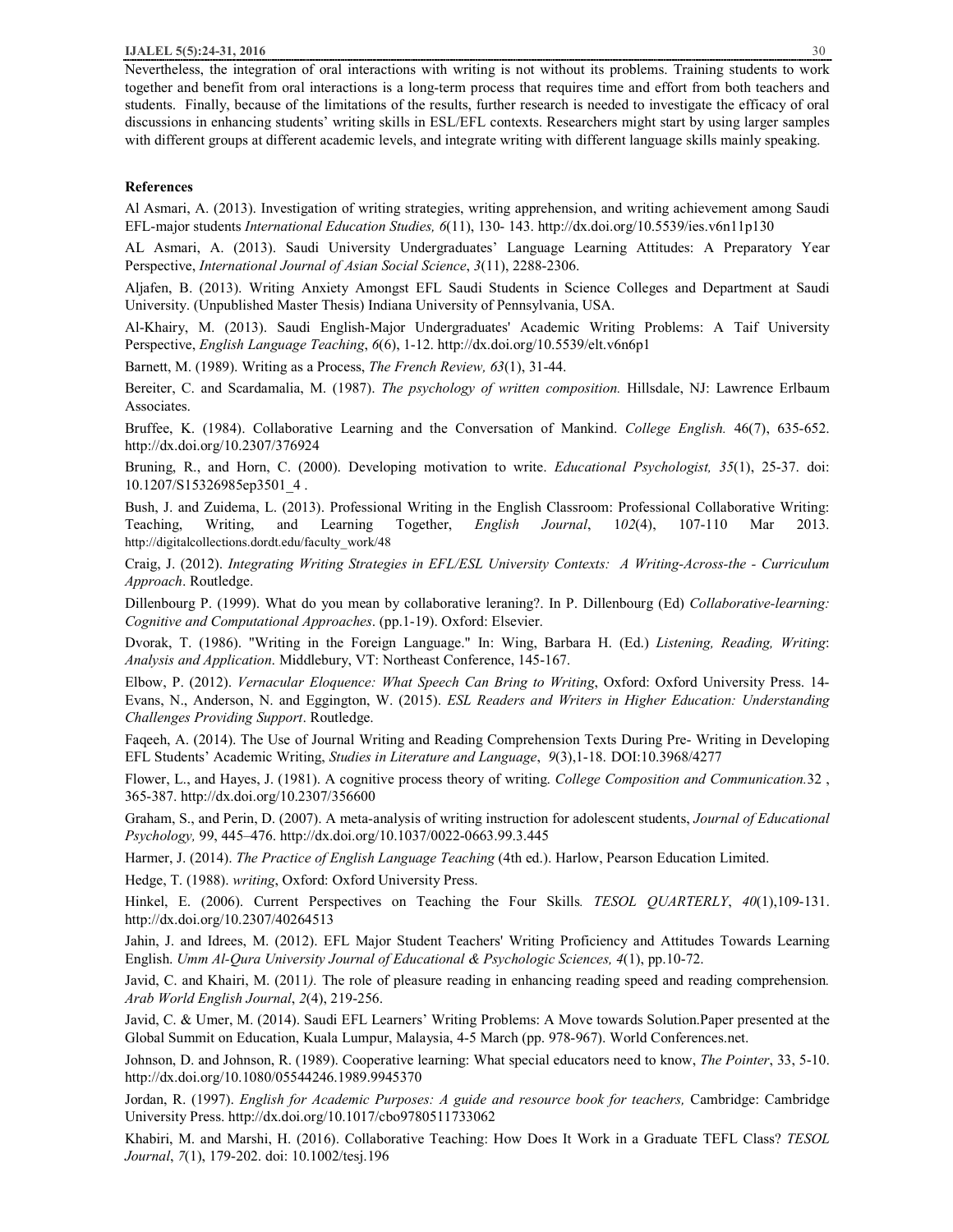Nevertheless, the integration of oral interactions with writing is not without its problems. Training students to work together and benefit from oral interactions is a long-term process that requires time and effort from both teachers and students. Finally, because of the limitations of the results, further research is needed to investigate the efficacy of oral discussions in enhancing students' writing skills in ESL/EFL contexts. Researchers might start by using larger samples with different groups at different academic levels, and integrate writing with different language skills mainly speaking.

**References**

Al Asmari, A. (2013). Investigation of writing strategies, writing apprehension, and writing achievement among Saudi EFL-major students *International Education Studies, 6*(11), 130- 143. http://dx.doi.org/10.5539/ies.v6n11p130

AL Asmari, A. (2013). Saudi University Undergraduates' Language Learning Attitudes: A Preparatory Year Perspective, *International Journal of Asian Social Science*, *3*(11), 2288-2306.

Aljafen, B. (2013). Writing Anxiety Amongst EFL Saudi Students in Science Colleges and Department at Saudi University. (Unpublished Master Thesis) Indiana University of Pennsylvania, USA.

Al-Khairy, M. (2013). Saudi English-Major Undergraduates' Academic Writing Problems: A Taif University Perspective, *English Language Teaching*, *6*(6), 1-12. http://dx.doi.org/10.5539/elt.v6n6p1

Barnett, M. (1989). Writing as a Process, *The French Review, 63*(1), 31-44.

Bereiter, C. and Scardamalia, M. (1987). *The psychology of written composition.* Hillsdale, NJ: Lawrence Erlbaum Associates.

Bruffee, K. (1984). Collaborative Learning and the Conversation of Mankind. *College English.* 46(7), 635-652. http://dx.doi.org/10.2307/376924

Bruning, R., and Horn, C. (2000). Developing motivation to write. *Educational Psychologist, 35*(1), 25-37. doi: 10.1207/S15326985ep3501_4 .

Bush, J. and Zuidema, L. (2013). Professional Writing in the English Classroom: Professional Collaborative Writing: Teaching, Writing, and Learning Together, *English Journal*, 1*02*(4), 107-110 Mar 2013. http://digitalcollections.dordt.edu/faculty_work/48

Craig, J. (2012). *Integrating Writing Strategies in EFL/ESL University Contexts: A Writing-Across-the - Curriculum Approach*. Routledge.

Dillenbourg P. (1999). What do you mean by collaborative leraning?. In P. Dillenbourg (Ed) *Collaborative-learning: Cognitive and Computational Approaches*. (pp.1-19). Oxford: Elsevier.

Dvorak, T. (1986). "Writing in the Foreign Language." In: Wing, Barbara H. (Ed.) *Listening, Reading, Writing*: *Analysis and Application*. Middlebury, VT: Northeast Conference, 145-167.

Elbow, P. (2012). *Vernacular Eloquence: What Speech Can Bring to Writing*, Oxford: Oxford University Press. 14-

Evans, N., Anderson, N. and Eggington, W. (2015). *ESL Readers and Writers in Higher Education: Understanding Challenges Providing Support*. Routledge.

Faqeeh, A. (2014). The Use of Journal Writing and Reading Comprehension Texts During Pre- Writing in Developing EFL Students' Academic Writing, *Studies in Literature and Language*, *9*(3),1-18. DOI:10.3968/4277

Flower, L., and Hayes, J. (1981). A cognitive process theory of writing. *College Composition and Communication.*32 , 365-387. http://dx.doi.org/10.2307/356600

Graham, S., and Perin, D. (2007). A meta-analysis of writing instruction for adolescent students, *Journal of Educational Psychology,* 99, 445–476. http://dx.doi.org/10.1037/0022-0663.99.3.445

Harmer, J. (2014). *The Practice of English Language Teaching* (4th ed.). Harlow, Pearson Education Limited.

Hedge, T. (1988). *writing*, Oxford: Oxford University Press.

Hinkel, E. (2006). Current Perspectives on Teaching the Four Skills*. TESOL QUARTERLY*, *40*(1),109-131. http://dx.doi.org/10.2307/40264513

Jahin, J. and Idrees, M. (2012). EFL Major Student Teachers' Writing Proficiency and Attitudes Towards Learning English. *Umm Al-Qura University Journal of Educational & Psychologic Sciences, 4*(1), pp.10-72.

Javid, C. and Khairi, M. (2011*).* The role of pleasure reading in enhancing reading speed and reading comprehension*. Arab World English Journal*, *2*(4), 219-256.

Javid, C. & Umer, M. (2014). Saudi EFL Learners' Writing Problems: A Move towards Solution.Paper presented at the Global Summit on Education, Kuala Lumpur, Malaysia, 4-5 March (pp. 978-967). World Conferences.net.

Johnson, D. and Johnson, R. (1989). Cooperative learning: What special educators need to know, *The Pointer*, 33, 5-10. http://dx.doi.org/10.1080/05544246.1989.9945370

Jordan, R. (1997). *English for Academic Purposes: A guide and resource book for teachers,* Cambridge: Cambridge University Press. http://dx.doi.org/10.1017/cbo9780511733062

Khabiri, M. and Marshi, H. (2016). Collaborative Teaching: How Does It Work in a Graduate TEFL Class? *TESOL Journal*, *7*(1), 179-202. doi: 10.1002/tesj.196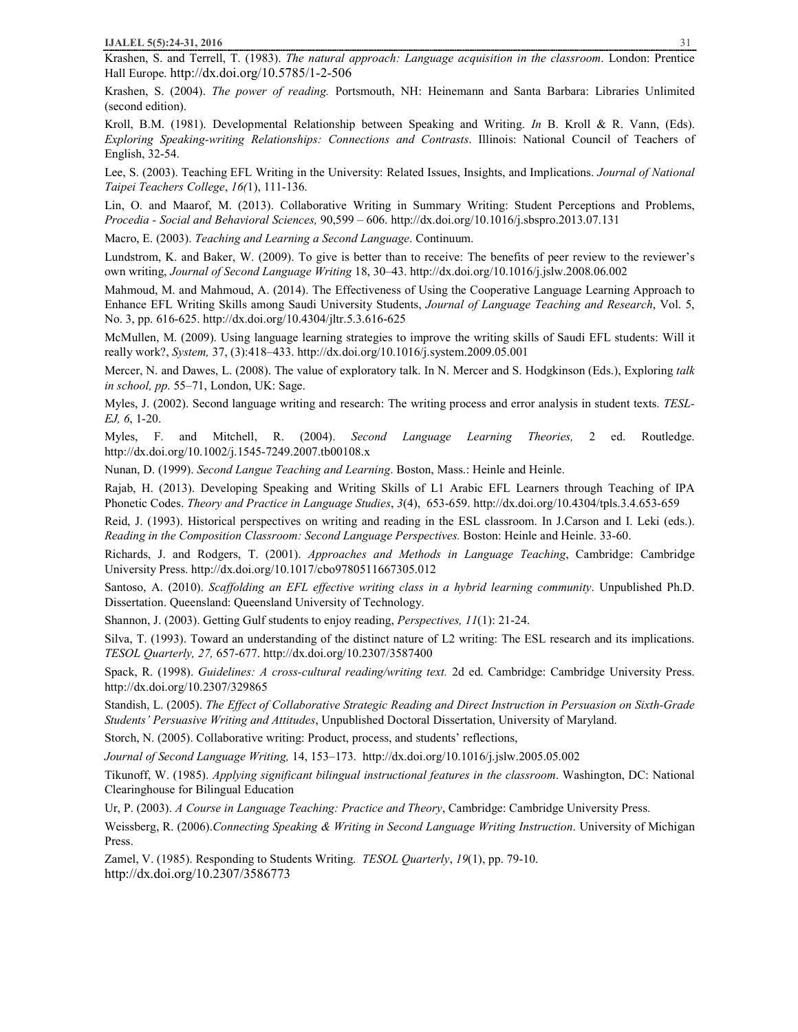Krashen, S. and Terrell, T. (1983). *The natural approach: Language acquisition in the classroom*. London: Prentice Hall Europe. http://dx.doi.org/10.5785/1-2-506

Krashen, S. (2004). *The power of reading.* Portsmouth, NH: Heinemann and Santa Barbara: Libraries Unlimited (second edition).

Kroll, B.M. (1981). Developmental Relationship between Speaking and Writing. *In* B. Kroll & R. Vann, (Eds). *Exploring Speaking-writing Relationships: Connections and Contrasts*. Illinois: National Council of Teachers of English, 32-54.

Lee, S. (2003). Teaching EFL Writing in the University: Related Issues, Insights, and Implications. *Journal of National Taipei Teachers College*, *16(*1), 111-136.

Lin, O. and Maarof, M. (2013). Collaborative Writing in Summary Writing: Student Perceptions and Problems, *Procedia - Social and Behavioral Sciences,* 90,599 – 606. http://dx.doi.org/10.1016/j.sbspro.2013.07.131

Macro, E. (2003). *Teaching and Learning a Second Language*. Continuum.

Lundstrom, K. and Baker, W. (2009). To give is better than to receive: The benefits of peer review to the reviewer's own writing, *Journal of Second Language Writing* 18, 30–43. http://dx.doi.org/10.1016/j.jslw.2008.06.002

Mahmoud, M. and Mahmoud, A. (2014). The Effectiveness of Using the Cooperative Language Learning Approach to Enhance EFL Writing Skills among Saudi University Students, *Journal of Language Teaching and Research*, Vol. 5, No. 3, pp. 616-625. http://dx.doi.org/10.4304/jltr.5.3.616-625

McMullen, M. (2009). Using language learning strategies to improve the writing skills of Saudi EFL students: Will it really work?, *System,* 37, (3):418–433. http://dx.doi.org/10.1016/j.system.2009.05.001

Mercer, N. and Dawes, L. (2008). The value of exploratory talk. In N. Mercer and S. Hodgkinson (Eds.), Exploring *talk in school, pp.* 55–71, London, UK: Sage.

Myles, J. (2002). Second language writing and research: The writing process and error analysis in student texts. *TESL-EJ, 6*, 1-20.

Myles, F. and Mitchell, R. (2004). *Second Language Learning Theories,* 2 ed. Routledge. http://dx.doi.org/10.1002/j.1545-7249.2007.tb00108.x

Nunan, D. (1999). *Second Langue Teaching and Learning*. Boston, Mass.: Heinle and Heinle.

Rajab, H. (2013). Developing Speaking and Writing Skills of L1 Arabic EFL Learners through Teaching of IPA Phonetic Codes. *Theory and Practice in Language Studies*, *3*(4), 653-659. http://dx.doi.org/10.4304/tpls.3.4.653-659

Reid, J. (1993). Historical perspectives on writing and reading in the ESL classroom. In J.Carson and I. Leki (eds.). *Reading in the Composition Classroom: Second Language Perspectives.* Boston: Heinle and Heinle. 33-60.

Richards, J. and Rodgers, T. (2001). *Approaches and Methods in Language Teaching*, Cambridge: Cambridge University Press. http://dx.doi.org/10.1017/cbo9780511667305.012

Santoso, A. (2010). *Scaffolding an EFL effective writing class in a hybrid learning community*. Unpublished Ph.D. Dissertation. Queensland: Queensland University of Technology.

Shannon, J. (2003). Getting Gulf students to enjoy reading, *Perspectives, 11*(1): 21-24.

Silva, T. (1993). Toward an understanding of the distinct nature of L2 writing: The ESL research and its implications. *TESOL Quarterly, 27,* 657-677. http://dx.doi.org/10.2307/3587400

Spack, R. (1998). *Guidelines: A cross-cultural reading/writing text.* 2d ed. Cambridge: Cambridge University Press. http://dx.doi.org/10.2307/329865

Standish, L. (2005). *The Effect of Collaborative Strategic Reading and Direct Instruction in Persuasion on Sixth-Grade Students' Persuasive Writing and Attitudes*, Unpublished Doctoral Dissertation, University of Maryland.

Storch, N. (2005). Collaborative writing: Product, process, and students' reflections,

*Journal of Second Language Writing,* 14, 153–173. http://dx.doi.org/10.1016/j.jslw.2005.05.002

Tikunoff, W. (1985). *Applying significant bilingual instructional features in the classroom*. Washington, DC: National Clearinghouse for Bilingual Education

Ur, P. (2003). *A Course in Language Teaching: Practice and Theory*, Cambridge: Cambridge University Press.

Weissberg, R. (2006).*Connecting Speaking & Writing in Second Language Writing Instruction*. University of Michigan Press.

Zamel, V. (1985). Responding to Students Writing. *TESOL Quarterly*, *19*(1), pp. 79-10. http://dx.doi.org/10.2307/3586773